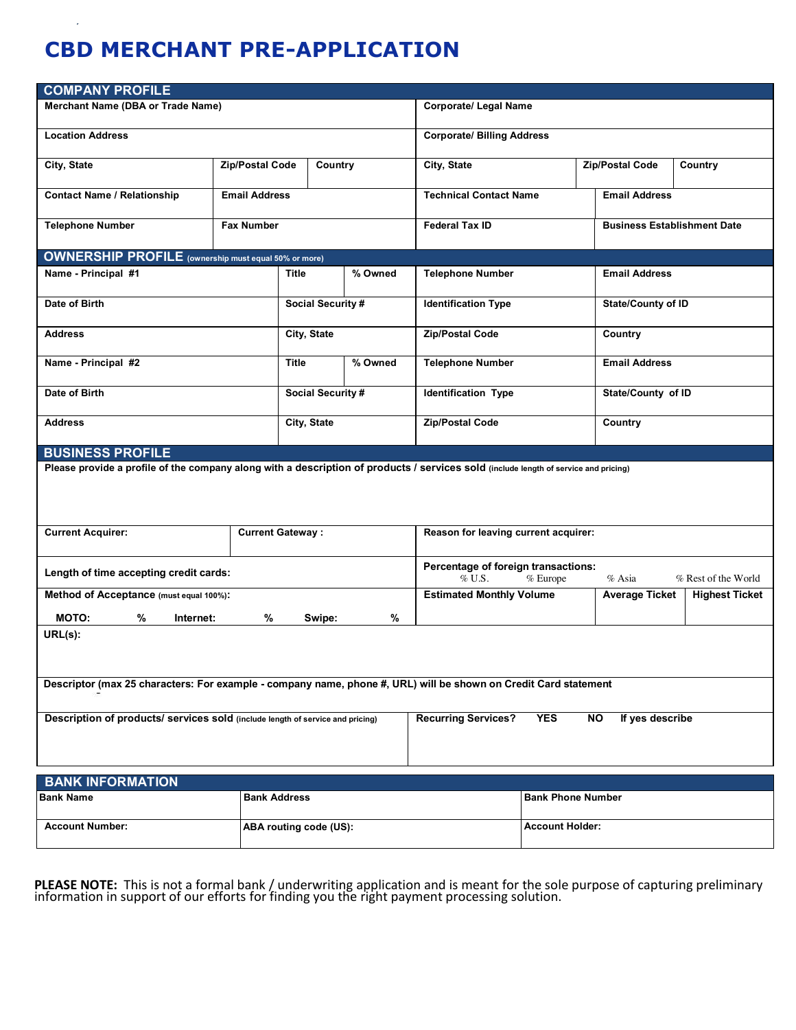# CBD MERCHANT PRE-APPLICATION

## COMPANY PROFILE

| Merchant Name (DBA or Trade Name) | | | Corporate/ Legal Name | | |
|---|---|---|---|---|---|
| **Location Address** | | | **Corporate/ Billing Address** | | |
| **City, State** | **Zip/Postal Code** | **Country** | **City, State** | **Zip/Postal Code** | **Country** |
| **Contact Name / Relationship** | **Email Address** | | **Technical Contact Name** | **Email Address** | |
| **Telephone Number** | **Fax Number** | | **Federal Tax ID** | **Business Establishment Date** | |

## OWNERSHIP PROFILE (ownership must equal 50% or more)

| Name - Principal #1 | Title | % Owned | Telephone Number | Email Address |
|---|---|---|---|---|
| **Date of Birth** | **Social Security #** | | **Identification Type** | **State/County of ID** |
| **Address** | **City, State** | | **Zip/Postal Code** | **Country** |
| **Name - Principal #2** | **Title** | **% Owned** | **Telephone Number** | **Email Address** |
| **Date of Birth** | **Social Security #** | | **Identification Type** | **State/County of ID** |
| **Address** | **City, State** | | **Zip/Postal Code** | **Country** |

## BUSINESS PROFILE

**Please provide a profile of the company along with a description of products / services sold** (include length of service and pricing)

| Current Acquirer: | Current Gateway : | Reason for leaving current acquirer: | | |
|---|---|---|---|---|
| **Length of time accepting credit cards:** | | **Percentage of foreign transactions:** % U.S. % Europe % Asia % Rest of the World | | |
| **Method of Acceptance** (must equal 100%): MOTO: % Internet: % Swipe: % | | **Estimated Monthly Volume** | **Average Ticket** | **Highest Ticket** |

**URL(s):**

**Descriptor (max 25 characters: For example - company name, phone #, URL) will be shown on Credit Card statement**

| Description of products/ services sold (include length of service and pricing) | Recurring Services? YES NO If yes describe |
|---|---|
| | |

## BANK INFORMATION

| Bank Name | Bank Address | Bank Phone Number |
|---|---|---|
| **Account Number:** | **ABA routing code (US):** | **Account Holder:** |

**PLEASE NOTE:** This is not a formal bank / underwriting application and is meant for the sole purpose of capturing preliminary information in support of our efforts for finding you the right payment processing solution.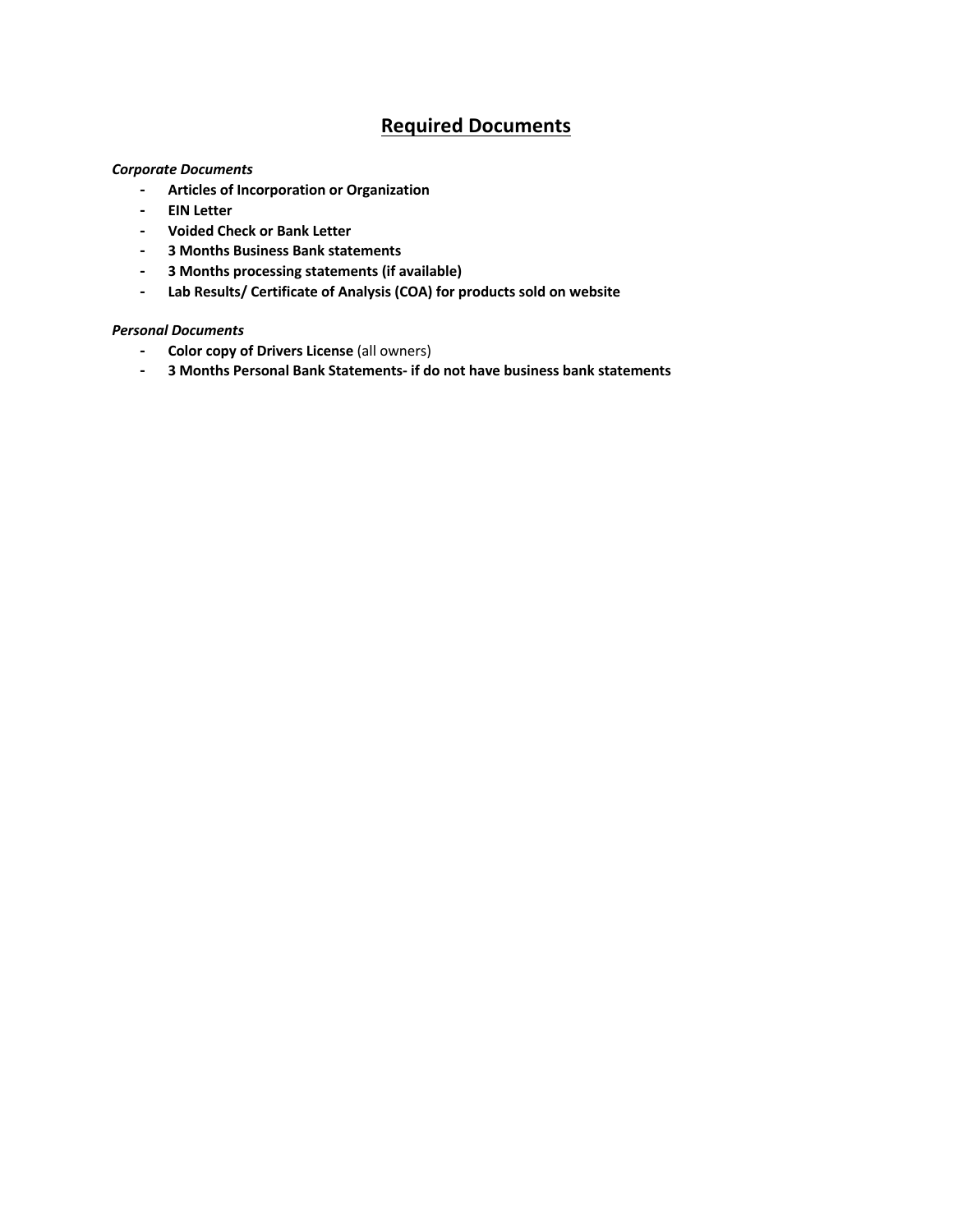## Required Documents

*Corporate Documents*

- **Articles of Incorporation or Organization**
- **EIN Letter**
- **Voided Check or Bank Letter**
- **3 Months Business Bank statements**
- **3 Months processing statements (if available)**
- **Lab Results/ Certificate of Analysis (COA) for products sold on website**

*Personal Documents*

- **Color copy of Drivers License** (all owners)
- **3 Months Personal Bank Statements- if do not have business bank statements**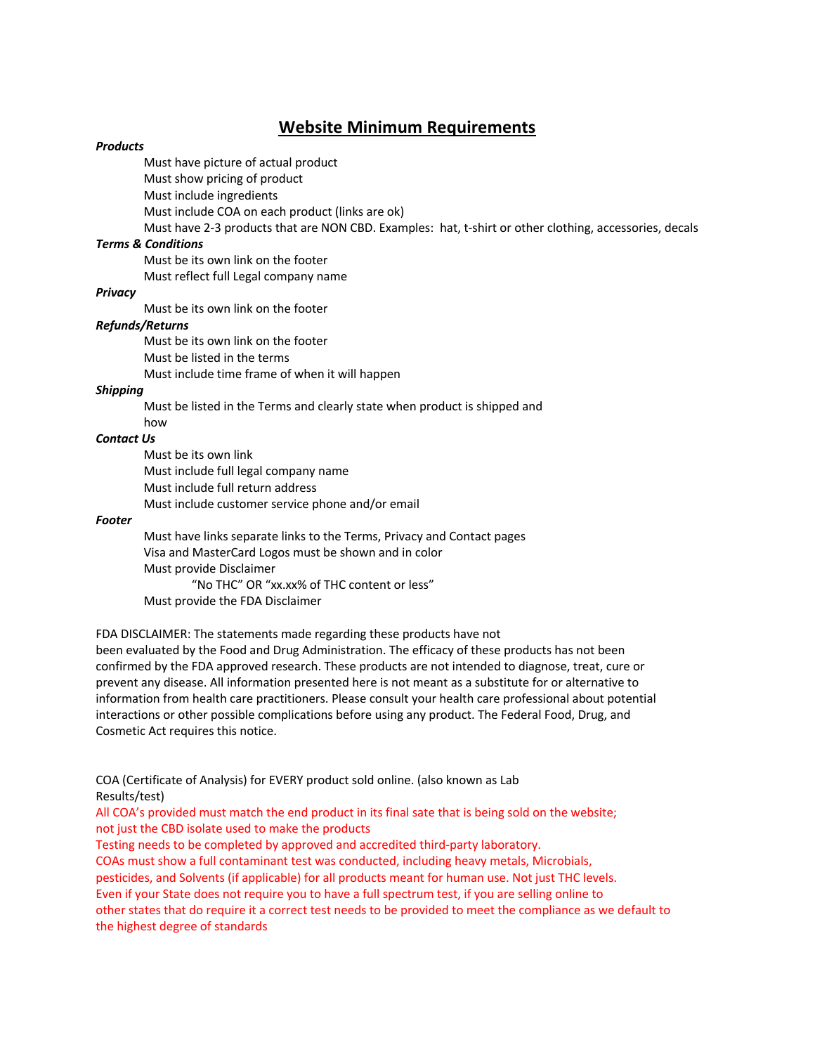# Website Minimum Requirements

***Products***

- Must have picture of actual product
- Must show pricing of product
- Must include ingredients
- Must include COA on each product (links are ok)
- Must have 2-3 products that are NON CBD. Examples: hat, t-shirt or other clothing, accessories, decals

***Terms & Conditions***

- Must be its own link on the footer
- Must reflect full Legal company name

***Privacy***

- Must be its own link on the footer

***Refunds/Returns***

- Must be its own link on the footer
- Must be listed in the terms
- Must include time frame of when it will happen

***Shipping***

- Must be listed in the Terms and clearly state when product is shipped and how

***Contact Us***

- Must be its own link
- Must include full legal company name
- Must include full return address
- Must include customer service phone and/or email

***Footer***

- Must have links separate links to the Terms, Privacy and Contact pages
- Visa and MasterCard Logos must be shown and in color
- Must provide Disclaimer
  - "No THC" OR "xx.xx% of THC content or less"
- Must provide the FDA Disclaimer

FDA DISCLAIMER: The statements made regarding these products have not been evaluated by the Food and Drug Administration. The efficacy of these products has not been confirmed by the FDA approved research. These products are not intended to diagnose, treat, cure or prevent any disease. All information presented here is not meant as a substitute for or alternative to information from health care practitioners. Please consult your health care professional about potential interactions or other possible complications before using any product. The Federal Food, Drug, and Cosmetic Act requires this notice.

COA (Certificate of Analysis) for EVERY product sold online. (also known as Lab Results/test)

All COA's provided must match the end product in its final sate that is being sold on the website; not just the CBD isolate used to make the products

Testing needs to be completed by approved and accredited third-party laboratory.

COAs must show a full contaminant test was conducted, including heavy metals, Microbials, pesticides, and Solvents (if applicable) for all products meant for human use. Not just THC levels.

Even if your State does not require you to have a full spectrum test, if you are selling online to other states that do require it a correct test needs to be provided to meet the compliance as we default to the highest degree of standards